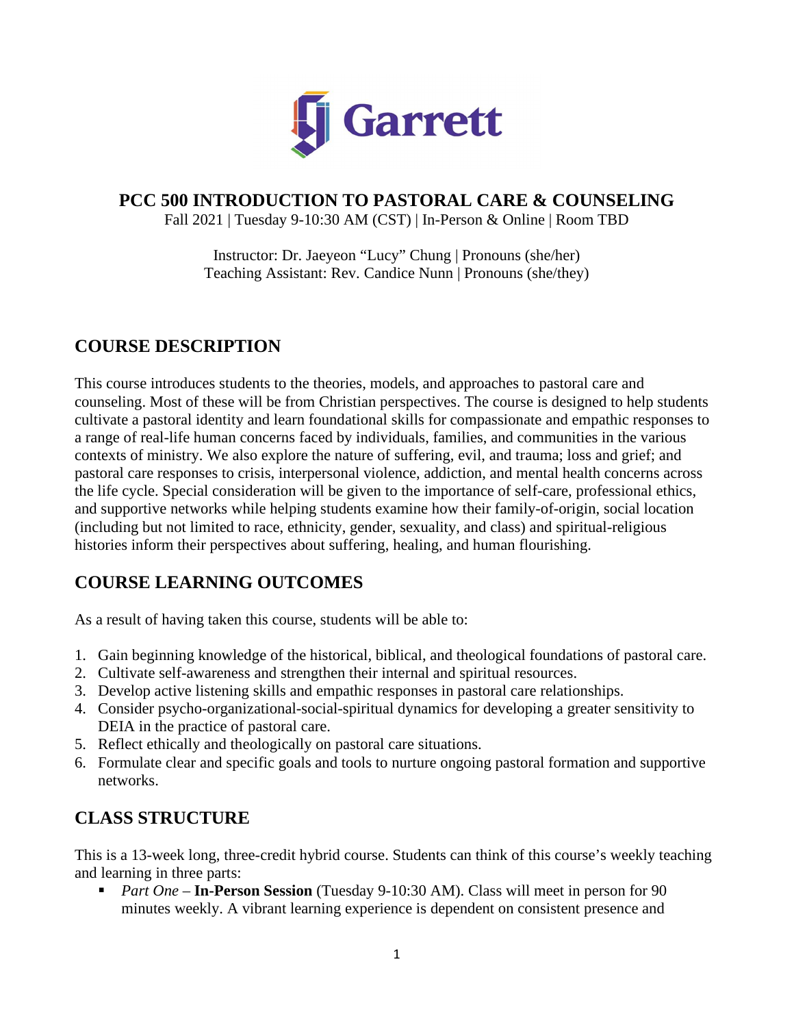Garrett

# PCC 500 INTRODUCTION TO PASTORAL CARE & COUNSELING

Fall 2021 | Tuesday 9-10:30 AM (CST) | In-Person & Online | Room TBD

Instructor: Dr. Jaeyeon "Lucy" Chung | Pronouns (she/her)
Teaching Assistant: Rev. Candice Nunn | Pronouns (she/they)

## COURSE DESCRIPTION

This course introduces students to the theories, models, and approaches to pastoral care and counseling. Most of these will be from Christian perspectives. The course is designed to help students cultivate a pastoral identity and learn foundational skills for compassionate and empathic responses to a range of real-life human concerns faced by individuals, families, and communities in the various contexts of ministry. We also explore the nature of suffering, evil, and trauma; loss and grief; and pastoral care responses to crisis, interpersonal violence, addiction, and mental health concerns across the life cycle. Special consideration will be given to the importance of self-care, professional ethics, and supportive networks while helping students examine how their family-of-origin, social location (including but not limited to race, ethnicity, gender, sexuality, and class) and spiritual-religious histories inform their perspectives about suffering, healing, and human flourishing.

## COURSE LEARNING OUTCOMES

As a result of having taken this course, students will be able to:

1. Gain beginning knowledge of the historical, biblical, and theological foundations of pastoral care.
2. Cultivate self-awareness and strengthen their internal and spiritual resources.
3. Develop active listening skills and empathic responses in pastoral care relationships.
4. Consider psycho-organizational-social-spiritual dynamics for developing a greater sensitivity to DEIA in the practice of pastoral care.
5. Reflect ethically and theologically on pastoral care situations.
6. Formulate clear and specific goals and tools to nurture ongoing pastoral formation and supportive networks.

## CLASS STRUCTURE

This is a 13-week long, three-credit hybrid course. Students can think of this course's weekly teaching and learning in three parts:

- *Part One* – **In-Person Session** (Tuesday 9-10:30 AM). Class will meet in person for 90 minutes weekly. A vibrant learning experience is dependent on consistent presence and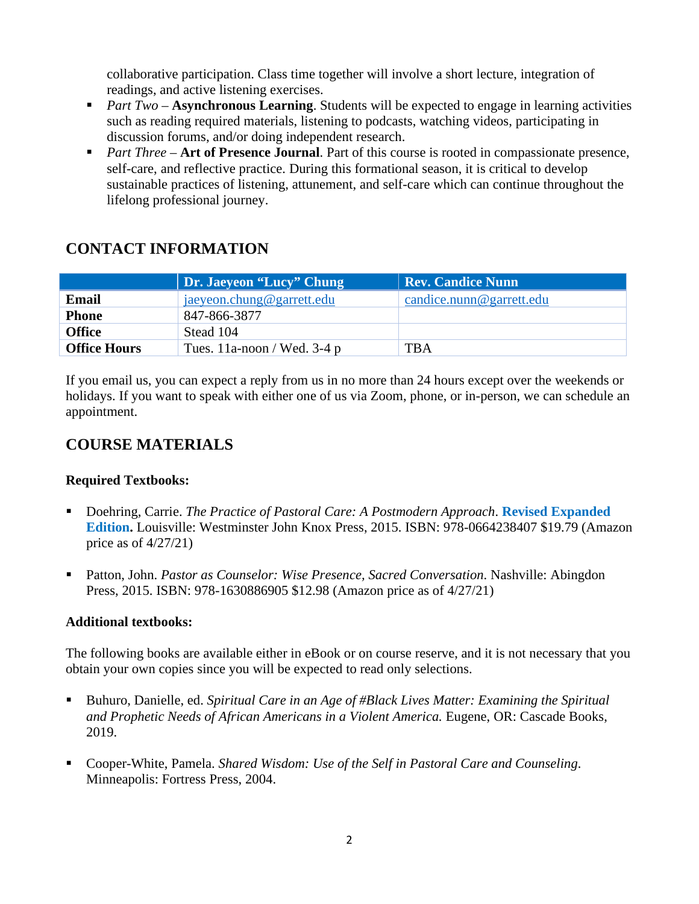collaborative participation. Class time together will involve a short lecture, integration of readings, and active listening exercises.

- *Part Two* – **Asynchronous Learning**. Students will be expected to engage in learning activities such as reading required materials, listening to podcasts, watching videos, participating in discussion forums, and/or doing independent research.
- *Part Three* – **Art of Presence Journal**. Part of this course is rooted in compassionate presence, self-care, and reflective practice. During this formational season, it is critical to develop sustainable practices of listening, attunement, and self-care which can continue throughout the lifelong professional journey.

## CONTACT INFORMATION

| | Dr. Jaeyeon "Lucy" Chung | Rev. Candice Nunn |
|---|---|---|
| **Email** | jaeyeon.chung@garrett.edu | candice.nunn@garrett.edu |
| **Phone** | 847-866-3877 | |
| **Office** | Stead 104 | |
| **Office Hours** | Tues. 11a-noon / Wed. 3-4 p | TBA |

If you email us, you can expect a reply from us in no more than 24 hours except over the weekends or holidays. If you want to speak with either one of us via Zoom, phone, or in-person, we can schedule an appointment.

## COURSE MATERIALS

### Required Textbooks:

- Doehring, Carrie. *The Practice of Pastoral Care: A Postmodern Approach*. **Revised Expanded Edition.** Louisville: Westminster John Knox Press, 2015. ISBN: 978-0664238407 $19.79 (Amazon price as of 4/27/21)

- Patton, John. *Pastor as Counselor: Wise Presence, Sacred Conversation*. Nashville: Abingdon Press, 2015. ISBN: 978-1630886905 $12.98 (Amazon price as of 4/27/21)

### Additional textbooks:

The following books are available either in eBook or on course reserve, and it is not necessary that you obtain your own copies since you will be expected to read only selections.

- Buhuro, Danielle, ed. *Spiritual Care in an Age of #Black Lives Matter: Examining the Spiritual and Prophetic Needs of African Americans in a Violent America.* Eugene, OR: Cascade Books, 2019.

- Cooper-White, Pamela. *Shared Wisdom: Use of the Self in Pastoral Care and Counseling*. Minneapolis: Fortress Press, 2004.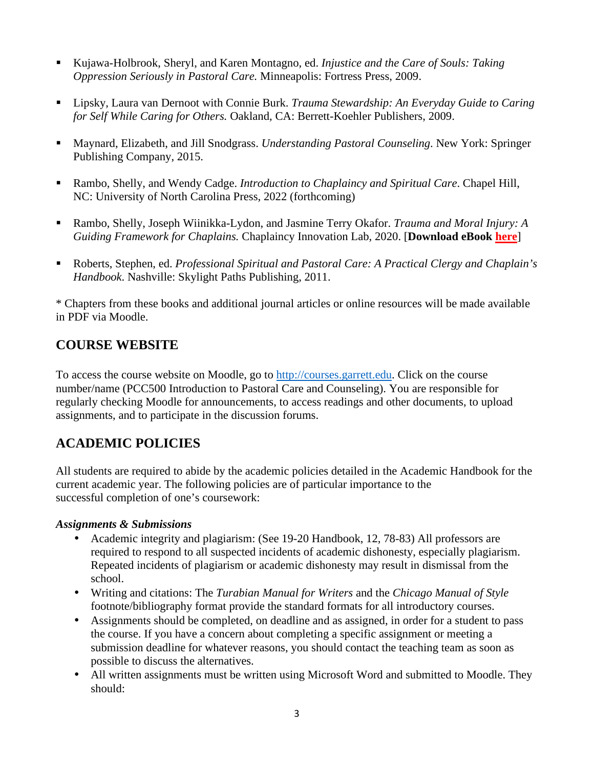- Kujawa-Holbrook, Sheryl, and Karen Montagno, ed. *Injustice and the Care of Souls: Taking Oppression Seriously in Pastoral Care.* Minneapolis: Fortress Press, 2009.

- Lipsky, Laura van Dernoot with Connie Burk. *Trauma Stewardship: An Everyday Guide to Caring for Self While Caring for Others.* Oakland, CA: Berrett-Koehler Publishers, 2009.

- Maynard, Elizabeth, and Jill Snodgrass. *Understanding Pastoral Counseling*. New York: Springer Publishing Company, 2015.

- Rambo, Shelly, and Wendy Cadge. *Introduction to Chaplaincy and Spiritual Care*. Chapel Hill, NC: University of North Carolina Press, 2022 (forthcoming)

- Rambo, Shelly, Joseph Wiinikka-Lydon, and Jasmine Terry Okafor. *Trauma and Moral Injury: A Guiding Framework for Chaplains.* Chaplaincy Innovation Lab, 2020. [**Download eBook here**]

- Roberts, Stephen, ed. *Professional Spiritual and Pastoral Care: A Practical Clergy and Chaplain's Handbook.* Nashville: Skylight Paths Publishing, 2011.

* Chapters from these books and additional journal articles or online resources will be made available in PDF via Moodle.

## COURSE WEBSITE

To access the course website on Moodle, go to http://courses.garrett.edu. Click on the course number/name (PCC500 Introduction to Pastoral Care and Counseling). You are responsible for regularly checking Moodle for announcements, to access readings and other documents, to upload assignments, and to participate in the discussion forums.

## ACADEMIC POLICIES

All students are required to abide by the academic policies detailed in the Academic Handbook for the current academic year. The following policies are of particular importance to the successful completion of one's coursework:

***Assignments & Submissions***

- Academic integrity and plagiarism: (See 19-20 Handbook, 12, 78-83) All professors are required to respond to all suspected incidents of academic dishonesty, especially plagiarism. Repeated incidents of plagiarism or academic dishonesty may result in dismissal from the school.
- Writing and citations: The *Turabian Manual for Writers* and the *Chicago Manual of Style* footnote/bibliography format provide the standard formats for all introductory courses.
- Assignments should be completed, on deadline and as assigned, in order for a student to pass the course. If you have a concern about completing a specific assignment or meeting a submission deadline for whatever reasons, you should contact the teaching team as soon as possible to discuss the alternatives.
- All written assignments must be written using Microsoft Word and submitted to Moodle. They should: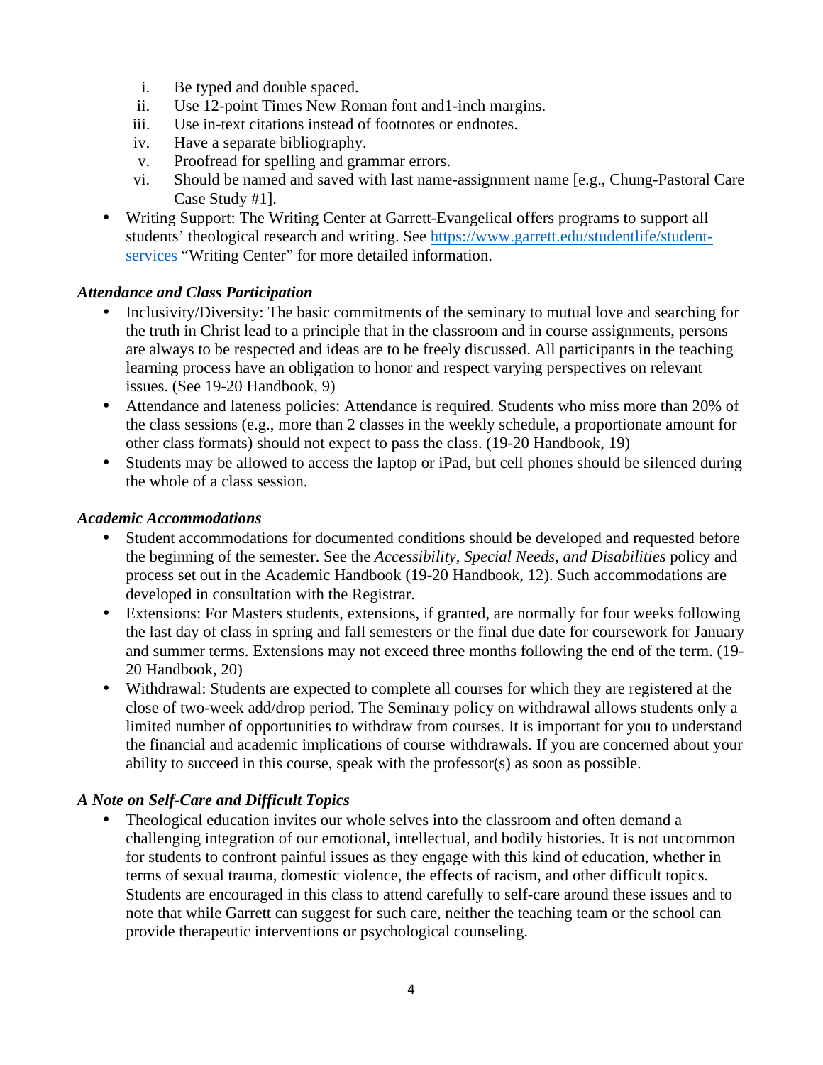i. Be typed and double spaced.
   ii. Use 12-point Times New Roman font and1-inch margins.
   iii. Use in-text citations instead of footnotes or endnotes.
   iv. Have a separate bibliography.
   v. Proofread for spelling and grammar errors.
   vi. Should be named and saved with last name-assignment name [e.g., Chung-Pastoral Care Case Study #1].

- Writing Support: The Writing Center at Garrett-Evangelical offers programs to support all students' theological research and writing. See [https://www.garrett.edu/studentlife/student-services](https://www.garrett.edu/studentlife/student-services) "Writing Center" for more detailed information.

***Attendance and Class Participation***

- Inclusivity/Diversity: The basic commitments of the seminary to mutual love and searching for the truth in Christ lead to a principle that in the classroom and in course assignments, persons are always to be respected and ideas are to be freely discussed. All participants in the teaching learning process have an obligation to honor and respect varying perspectives on relevant issues. (See 19-20 Handbook, 9)
- Attendance and lateness policies: Attendance is required. Students who miss more than 20% of the class sessions (e.g., more than 2 classes in the weekly schedule, a proportionate amount for other class formats) should not expect to pass the class. (19-20 Handbook, 19)
- Students may be allowed to access the laptop or iPad, but cell phones should be silenced during the whole of a class session.

***Academic Accommodations***

- Student accommodations for documented conditions should be developed and requested before the beginning of the semester. See the *Accessibility, Special Needs, and Disabilities* policy and process set out in the Academic Handbook (19-20 Handbook, 12). Such accommodations are developed in consultation with the Registrar.
- Extensions: For Masters students, extensions, if granted, are normally for four weeks following the last day of class in spring and fall semesters or the final due date for coursework for January and summer terms. Extensions may not exceed three months following the end of the term. (19-20 Handbook, 20)
- Withdrawal: Students are expected to complete all courses for which they are registered at the close of two-week add/drop period. The Seminary policy on withdrawal allows students only a limited number of opportunities to withdraw from courses. It is important for you to understand the financial and academic implications of course withdrawals. If you are concerned about your ability to succeed in this course, speak with the professor(s) as soon as possible.

***A Note on Self-Care and Difficult Topics***

- Theological education invites our whole selves into the classroom and often demand a challenging integration of our emotional, intellectual, and bodily histories. It is not uncommon for students to confront painful issues as they engage with this kind of education, whether in terms of sexual trauma, domestic violence, the effects of racism, and other difficult topics. Students are encouraged in this class to attend carefully to self-care around these issues and to note that while Garrett can suggest for such care, neither the teaching team or the school can provide therapeutic interventions or psychological counseling.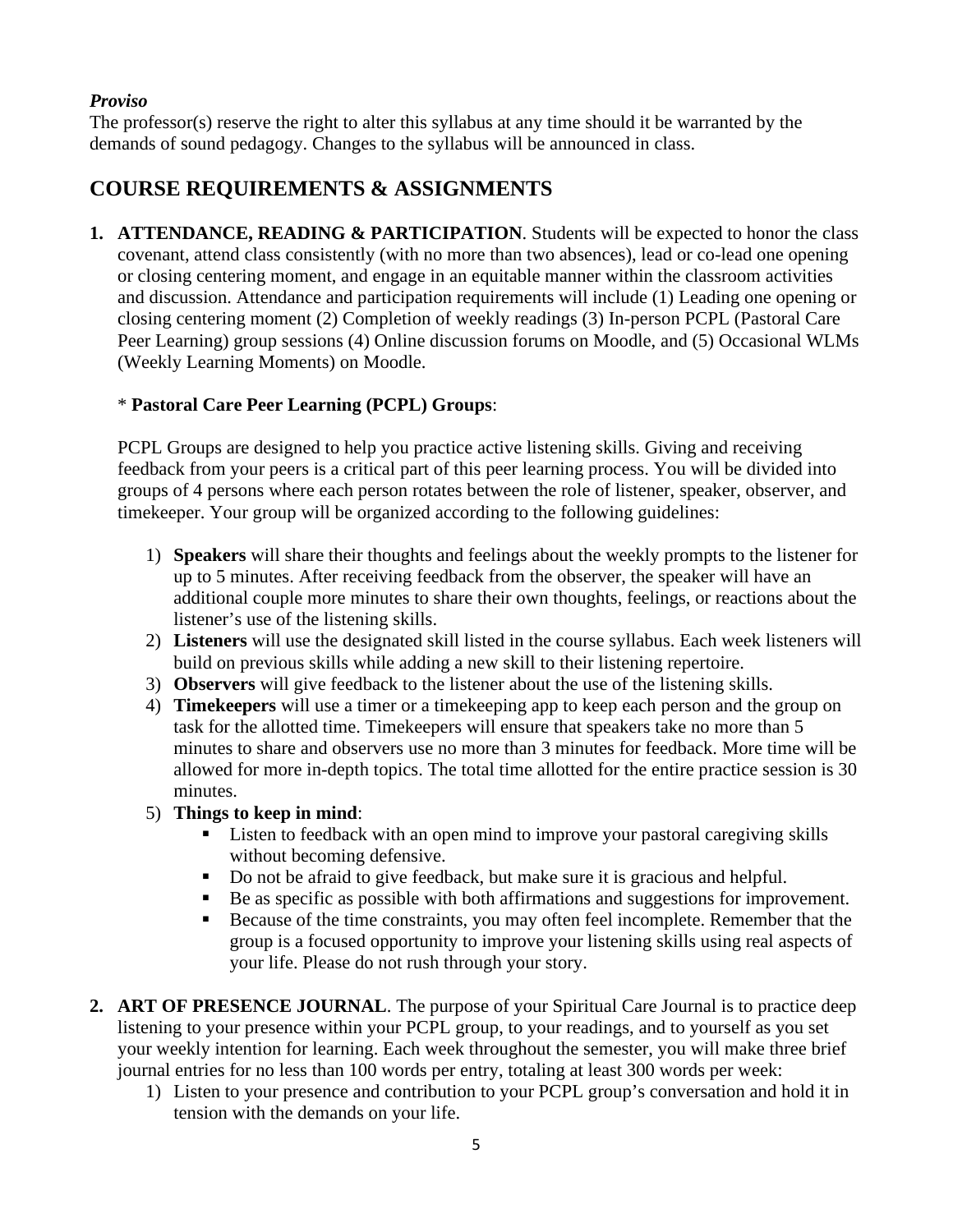***Proviso***
The professor(s) reserve the right to alter this syllabus at any time should it be warranted by the demands of sound pedagogy. Changes to the syllabus will be announced in class.

## COURSE REQUIREMENTS & ASSIGNMENTS

1. **ATTENDANCE, READING & PARTICIPATION**. Students will be expected to honor the class covenant, attend class consistently (with no more than two absences), lead or co-lead one opening or closing centering moment, and engage in an equitable manner within the classroom activities and discussion. Attendance and participation requirements will include (1) Leading one opening or closing centering moment (2) Completion of weekly readings (3) In-person PCPL (Pastoral Care Peer Learning) group sessions (4) Online discussion forums on Moodle, and (5) Occasional WLMs (Weekly Learning Moments) on Moodle.

   * **Pastoral Care Peer Learning (PCPL) Groups**:

   PCPL Groups are designed to help you practice active listening skills. Giving and receiving feedback from your peers is a critical part of this peer learning process. You will be divided into groups of 4 persons where each person rotates between the role of listener, speaker, observer, and timekeeper. Your group will be organized according to the following guidelines:

   1) **Speakers** will share their thoughts and feelings about the weekly prompts to the listener for up to 5 minutes. After receiving feedback from the observer, the speaker will have an additional couple more minutes to share their own thoughts, feelings, or reactions about the listener's use of the listening skills.
   2) **Listeners** will use the designated skill listed in the course syllabus. Each week listeners will build on previous skills while adding a new skill to their listening repertoire.
   3) **Observers** will give feedback to the listener about the use of the listening skills.
   4) **Timekeepers** will use a timer or a timekeeping app to keep each person and the group on task for the allotted time. Timekeepers will ensure that speakers take no more than 5 minutes to share and observers use no more than 3 minutes for feedback. More time will be allowed for more in-depth topics. The total time allotted for the entire practice session is 30 minutes.
   5) **Things to keep in mind**:
      - Listen to feedback with an open mind to improve your pastoral caregiving skills without becoming defensive.
      - Do not be afraid to give feedback, but make sure it is gracious and helpful.
      - Be as specific as possible with both affirmations and suggestions for improvement.
      - Because of the time constraints, you may often feel incomplete. Remember that the group is a focused opportunity to improve your listening skills using real aspects of your life. Please do not rush through your story.

2. **ART OF PRESENCE JOURNAL**. The purpose of your Spiritual Care Journal is to practice deep listening to your presence within your PCPL group, to your readings, and to yourself as you set your weekly intention for learning. Each week throughout the semester, you will make three brief journal entries for no less than 100 words per entry, totaling at least 300 words per week:
   1) Listen to your presence and contribution to your PCPL group's conversation and hold it in tension with the demands on your life.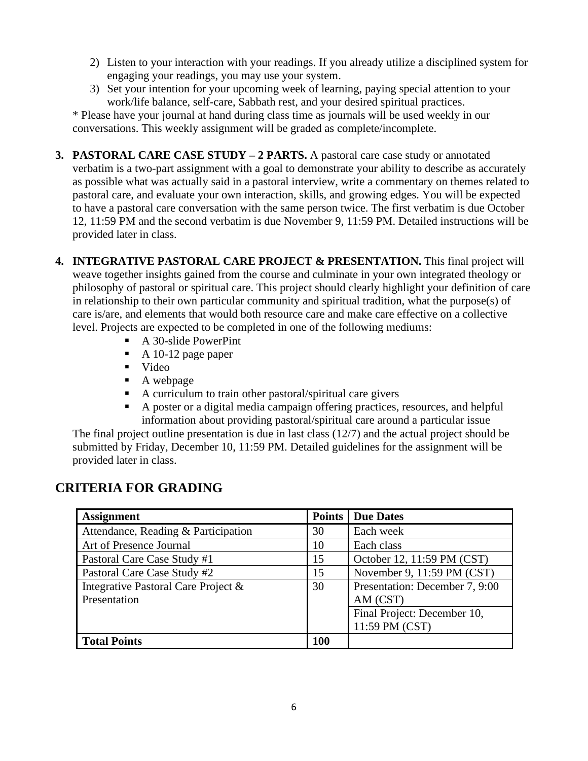2) Listen to your interaction with your readings. If you already utilize a disciplined system for engaging your readings, you may use your system.
3) Set your intention for your upcoming week of learning, paying special attention to your work/life balance, self-care, Sabbath rest, and your desired spiritual practices.

* Please have your journal at hand during class time as journals will be used weekly in our conversations. This weekly assignment will be graded as complete/incomplete.

3. **PASTORAL CARE CASE STUDY – 2 PARTS.** A pastoral care case study or annotated verbatim is a two-part assignment with a goal to demonstrate your ability to describe as accurately as possible what was actually said in a pastoral interview, write a commentary on themes related to pastoral care, and evaluate your own interaction, skills, and growing edges. You will be expected to have a pastoral care conversation with the same person twice. The first verbatim is due October 12, 11:59 PM and the second verbatim is due November 9, 11:59 PM. Detailed instructions will be provided later in class.

4. **INTEGRATIVE PASTORAL CARE PROJECT & PRESENTATION.** This final project will weave together insights gained from the course and culminate in your own integrated theology or philosophy of pastoral or spiritual care. This project should clearly highlight your definition of care in relationship to their own particular community and spiritual tradition, what the purpose(s) of care is/are, and elements that would both resource care and make care effective on a collective level. Projects are expected to be completed in one of the following mediums:
   - A 30-slide PowerPint
   - A 10-12 page paper
   - Video
   - A webpage
   - A curriculum to train other pastoral/spiritual care givers
   - A poster or a digital media campaign offering practices, resources, and helpful information about providing pastoral/spiritual care around a particular issue

   The final project outline presentation is due in last class (12/7) and the actual project should be submitted by Friday, December 10, 11:59 PM. Detailed guidelines for the assignment will be provided later in class.

## CRITERIA FOR GRADING

| Assignment | Points | Due Dates |
|---|---|---|
| Attendance, Reading & Participation | 30 | Each week |
| Art of Presence Journal | 10 | Each class |
| Pastoral Care Case Study #1 | 15 | October 12, 11:59 PM (CST) |
| Pastoral Care Case Study #2 | 15 | November 9, 11:59 PM (CST) |
| Integrative Pastoral Care Project & Presentation | 30 | Presentation: December 7, 9:00 AM (CST) |
| | | Final Project: December 10, 11:59 PM (CST) |
| **Total Points** | **100** | |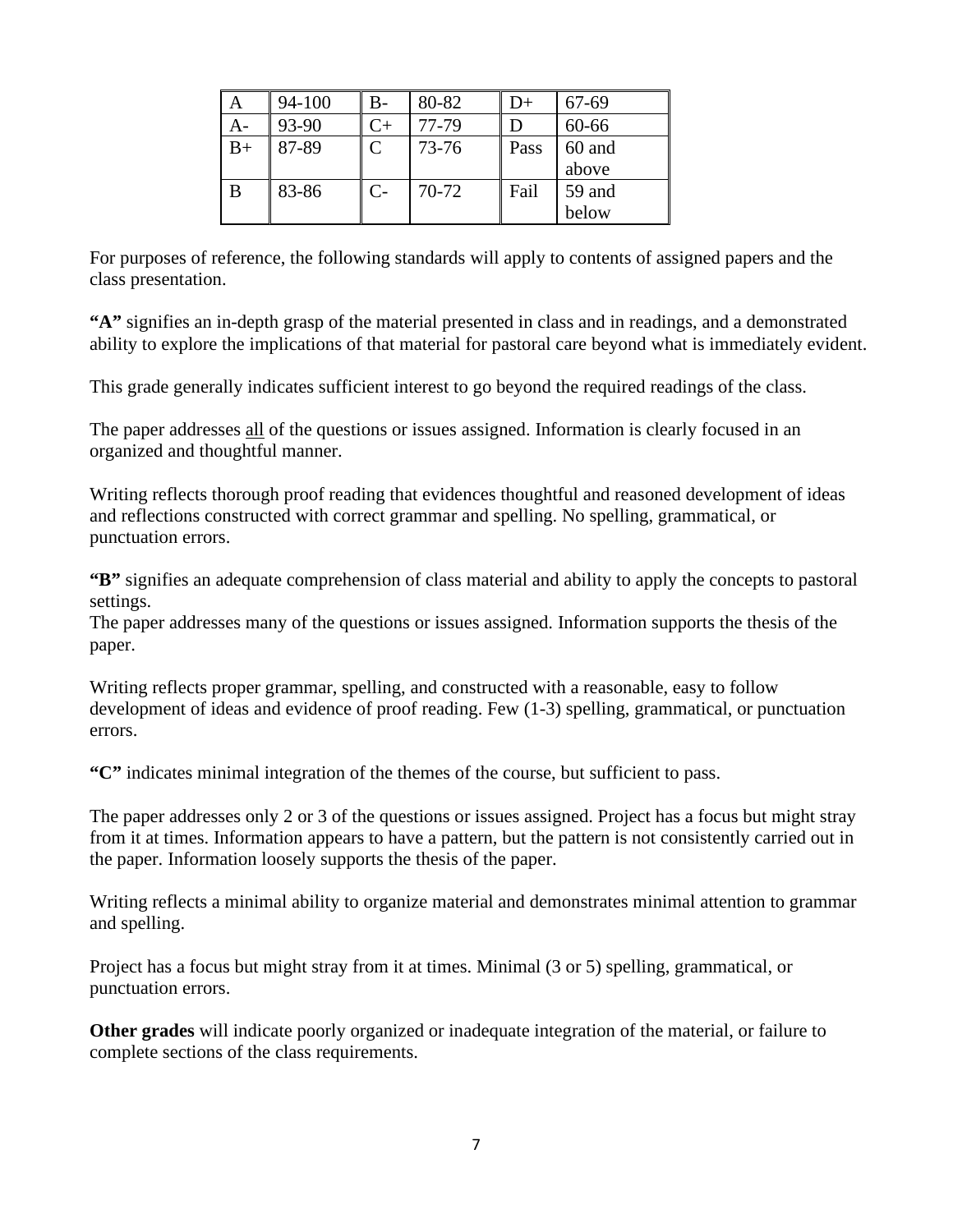| A | 94-100 | B- | 80-82 | D+ | 67-69 |
|---|---|---|---|---|---|
| A- | 93-90 | C+ | 77-79 | D | 60-66 |
| B+ | 87-89 | C | 73-76 | Pass | 60 and above |
| B | 83-86 | C- | 70-72 | Fail | 59 and below |

For purposes of reference, the following standards will apply to contents of assigned papers and the class presentation.

**"A"** signifies an in-depth grasp of the material presented in class and in readings, and a demonstrated ability to explore the implications of that material for pastoral care beyond what is immediately evident.

This grade generally indicates sufficient interest to go beyond the required readings of the class.

The paper addresses <u>all</u> of the questions or issues assigned. Information is clearly focused in an organized and thoughtful manner.

Writing reflects thorough proof reading that evidences thoughtful and reasoned development of ideas and reflections constructed with correct grammar and spelling. No spelling, grammatical, or punctuation errors.

**"B"** signifies an adequate comprehension of class material and ability to apply the concepts to pastoral settings.
The paper addresses many of the questions or issues assigned. Information supports the thesis of the paper.

Writing reflects proper grammar, spelling, and constructed with a reasonable, easy to follow development of ideas and evidence of proof reading. Few (1-3) spelling, grammatical, or punctuation errors.

**"C"** indicates minimal integration of the themes of the course, but sufficient to pass.

The paper addresses only 2 or 3 of the questions or issues assigned. Project has a focus but might stray from it at times. Information appears to have a pattern, but the pattern is not consistently carried out in the paper. Information loosely supports the thesis of the paper.

Writing reflects a minimal ability to organize material and demonstrates minimal attention to grammar and spelling.

Project has a focus but might stray from it at times. Minimal (3 or 5) spelling, grammatical, or punctuation errors.

**Other grades** will indicate poorly organized or inadequate integration of the material, or failure to complete sections of the class requirements.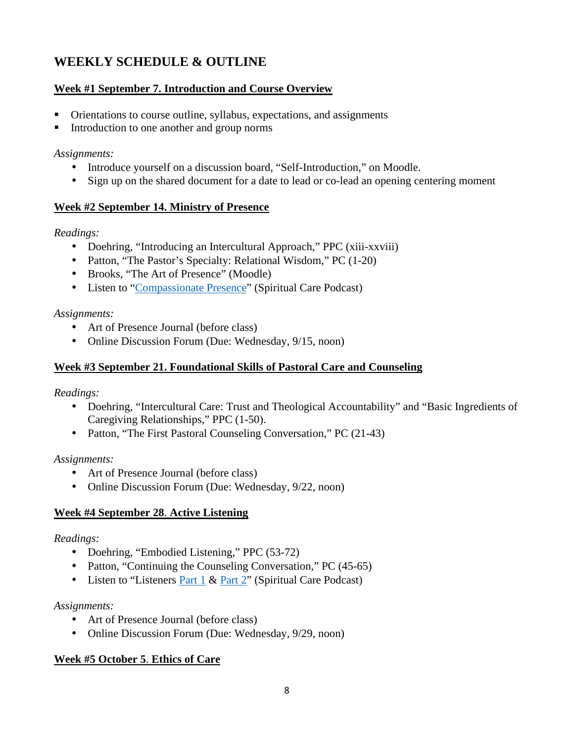## WEEKLY SCHEDULE & OUTLINE

### <u>Week #1 September 7. Introduction and Course Overview</u>

- Orientations to course outline, syllabus, expectations, and assignments
- Introduction to one another and group norms

*Assignments:*

- Introduce yourself on a discussion board, "Self-Introduction," on Moodle.
- Sign up on the shared document for a date to lead or co-lead an opening centering moment

### <u>Week #2 September 14. Ministry of Presence</u>

*Readings:*

- Doehring, "Introducing an Intercultural Approach," PPC (xiii-xxviii)
- Patton, "The Pastor's Specialty: Relational Wisdom," PC (1-20)
- Brooks, "The Art of Presence" (Moodle)
- Listen to "Compassionate Presence" (Spiritual Care Podcast)

*Assignments:*

- Art of Presence Journal (before class)
- Online Discussion Forum (Due: Wednesday, 9/15, noon)

### <u>Week #3 September 21. Foundational Skills of Pastoral Care and Counseling</u>

*Readings:*

- Doehring, "Intercultural Care: Trust and Theological Accountability" and "Basic Ingredients of Caregiving Relationships," PPC (1-50).
- Patton, "The First Pastoral Counseling Conversation," PC (21-43)

*Assignments:*

- Art of Presence Journal (before class)
- Online Discussion Forum (Due: Wednesday, 9/22, noon)

### <u>Week #4 September 28. Active Listening</u>

*Readings:*

- Doehring, "Embodied Listening," PPC (53-72)
- Patton, "Continuing the Counseling Conversation," PC (45-65)
- Listen to "Listeners Part 1 & Part 2" (Spiritual Care Podcast)

*Assignments:*

- Art of Presence Journal (before class)
- Online Discussion Forum (Due: Wednesday, 9/29, noon)

### <u>Week #5 October 5. Ethics of Care</u>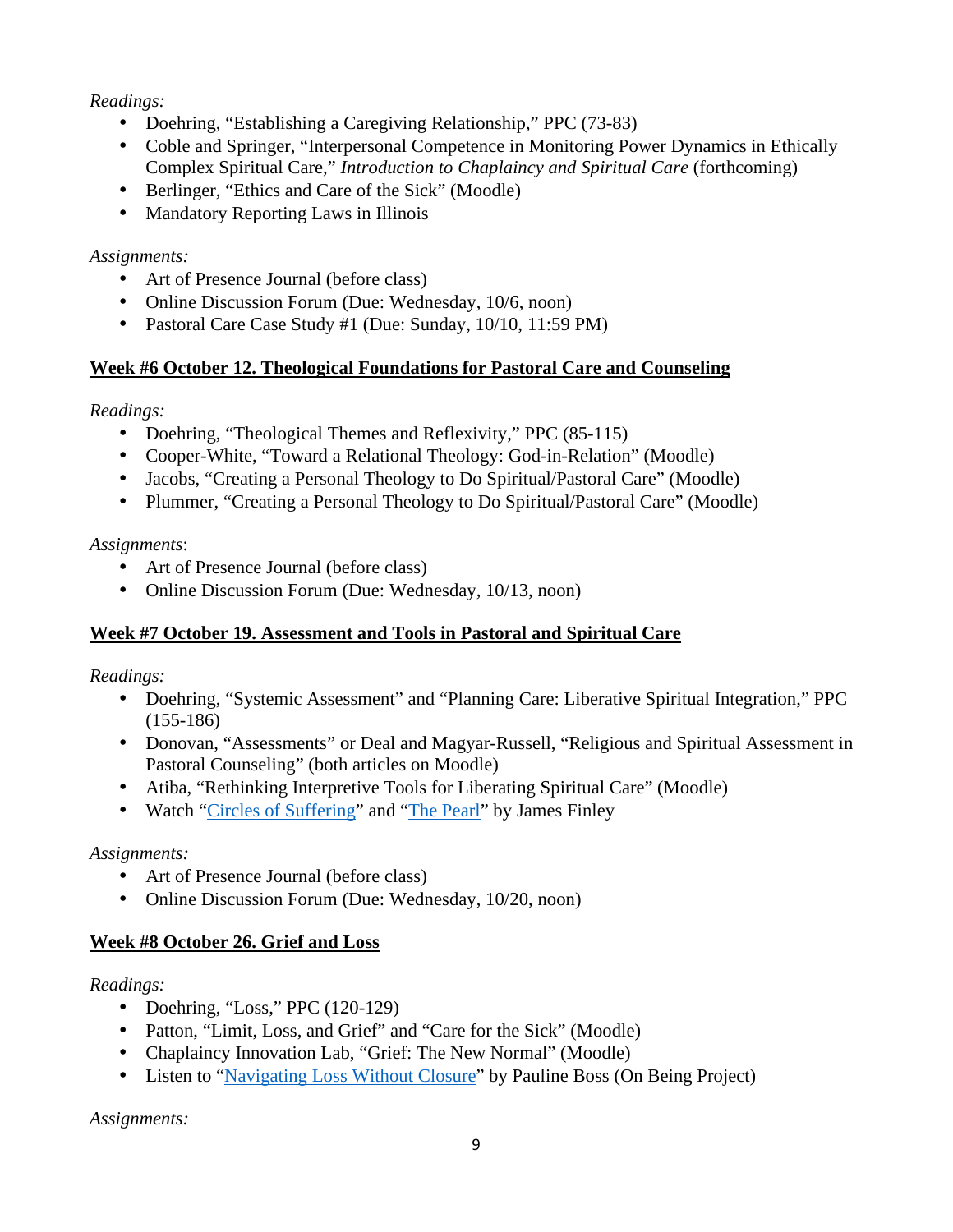*Readings:*

- Doehring, "Establishing a Caregiving Relationship," PPC (73-83)
- Coble and Springer, "Interpersonal Competence in Monitoring Power Dynamics in Ethically Complex Spiritual Care," *Introduction to Chaplaincy and Spiritual Care* (forthcoming)
- Berlinger, "Ethics and Care of the Sick" (Moodle)
- Mandatory Reporting Laws in Illinois

*Assignments:*

- Art of Presence Journal (before class)
- Online Discussion Forum (Due: Wednesday, 10/6, noon)
- Pastoral Care Case Study #1 (Due: Sunday, 10/10, 11:59 PM)

**Week #6 October 12. Theological Foundations for Pastoral Care and Counseling**

*Readings:*

- Doehring, "Theological Themes and Reflexivity," PPC (85-115)
- Cooper-White, "Toward a Relational Theology: God-in-Relation" (Moodle)
- Jacobs, "Creating a Personal Theology to Do Spiritual/Pastoral Care" (Moodle)
- Plummer, "Creating a Personal Theology to Do Spiritual/Pastoral Care" (Moodle)

*Assignments*:

- Art of Presence Journal (before class)
- Online Discussion Forum (Due: Wednesday, 10/13, noon)

**Week #7 October 19. Assessment and Tools in Pastoral and Spiritual Care**

*Readings:*

- Doehring, "Systemic Assessment" and "Planning Care: Liberative Spiritual Integration," PPC (155-186)
- Donovan, "Assessments" or Deal and Magyar-Russell, "Religious and Spiritual Assessment in Pastoral Counseling" (both articles on Moodle)
- Atiba, "Rethinking Interpretive Tools for Liberating Spiritual Care" (Moodle)
- Watch "Circles of Suffering" and "The Pearl" by James Finley

*Assignments:*

- Art of Presence Journal (before class)
- Online Discussion Forum (Due: Wednesday, 10/20, noon)

**Week #8 October 26. Grief and Loss**

*Readings:*

- Doehring, "Loss," PPC (120-129)
- Patton, "Limit, Loss, and Grief" and "Care for the Sick" (Moodle)
- Chaplaincy Innovation Lab, "Grief: The New Normal" (Moodle)
- Listen to "Navigating Loss Without Closure" by Pauline Boss (On Being Project)

*Assignments:*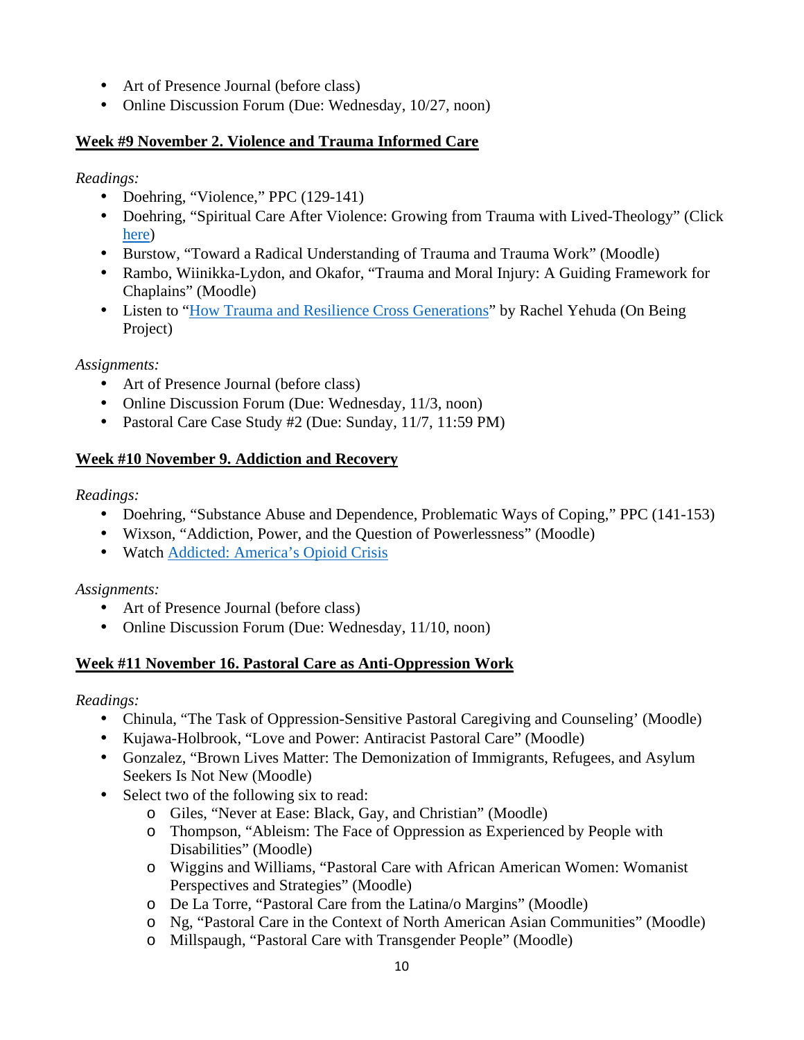- Art of Presence Journal (before class)
- Online Discussion Forum (Due: Wednesday, 10/27, noon)

**<u>Week #9 November 2. Violence and Trauma Informed Care</u>**

*Readings:*

- Doehring, "Violence," PPC (129-141)
- Doehring, "Spiritual Care After Violence: Growing from Trauma with Lived-Theology" (Click here)
- Burstow, "Toward a Radical Understanding of Trauma and Trauma Work" (Moodle)
- Rambo, Wiinikka-Lydon, and Okafor, "Trauma and Moral Injury: A Guiding Framework for Chaplains" (Moodle)
- Listen to "How Trauma and Resilience Cross Generations" by Rachel Yehuda (On Being Project)

*Assignments:*

- Art of Presence Journal (before class)
- Online Discussion Forum (Due: Wednesday, 11/3, noon)
- Pastoral Care Case Study #2 (Due: Sunday, 11/7, 11:59 PM)

**<u>Week #10 November 9. Addiction and Recovery</u>**

*Readings:*

- Doehring, "Substance Abuse and Dependence, Problematic Ways of Coping," PPC (141-153)
- Wixson, "Addiction, Power, and the Question of Powerlessness" (Moodle)
- Watch Addicted: America's Opioid Crisis

*Assignments:*

- Art of Presence Journal (before class)
- Online Discussion Forum (Due: Wednesday, 11/10, noon)

**<u>Week #11 November 16. Pastoral Care as Anti-Oppression Work</u>**

*Readings:*

- Chinula, "The Task of Oppression-Sensitive Pastoral Caregiving and Counseling' (Moodle)
- Kujawa-Holbrook, "Love and Power: Antiracist Pastoral Care" (Moodle)
- Gonzalez, "Brown Lives Matter: The Demonization of Immigrants, Refugees, and Asylum Seekers Is Not New (Moodle)
- Select two of the following six to read:
    - Giles, "Never at Ease: Black, Gay, and Christian" (Moodle)
    - Thompson, "Ableism: The Face of Oppression as Experienced by People with Disabilities" (Moodle)
    - Wiggins and Williams, "Pastoral Care with African American Women: Womanist Perspectives and Strategies" (Moodle)
    - De La Torre, "Pastoral Care from the Latina/o Margins" (Moodle)
    - Ng, "Pastoral Care in the Context of North American Asian Communities" (Moodle)
    - Millspaugh, "Pastoral Care with Transgender People" (Moodle)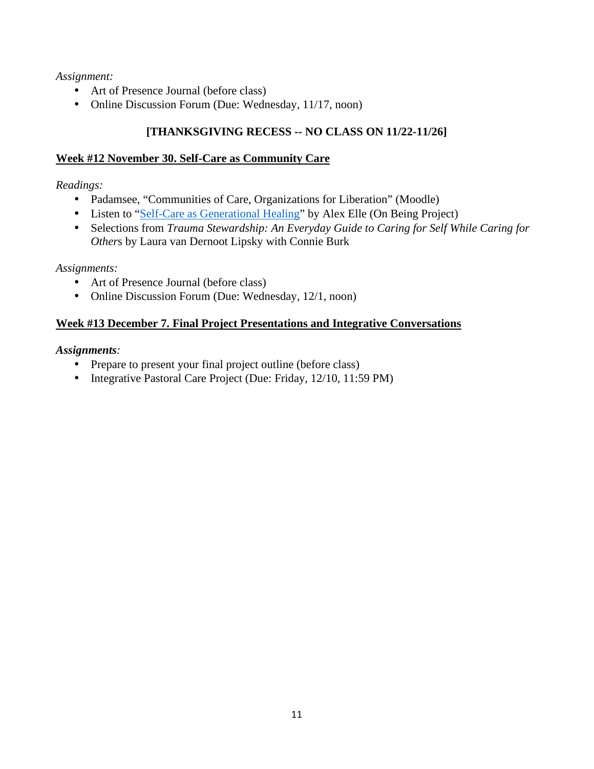*Assignment:*

- Art of Presence Journal (before class)
- Online Discussion Forum (Due: Wednesday, 11/17, noon)

**[THANKSGIVING RECESS -- NO CLASS ON 11/22-11/26]**

**Week #12 November 30. Self-Care as Community Care**

*Readings:*

- Padamsee, "Communities of Care, Organizations for Liberation" (Moodle)
- Listen to "Self-Care as Generational Healing" by Alex Elle (On Being Project)
- Selections from *Trauma Stewardship: An Everyday Guide to Caring for Self While Caring for Others* by Laura van Dernoot Lipsky with Connie Burk

*Assignments:*

- Art of Presence Journal (before class)
- Online Discussion Forum (Due: Wednesday, 12/1, noon)

**Week #13 December 7. Final Project Presentations and Integrative Conversations**

***Assignments:***

- Prepare to present your final project outline (before class)
- Integrative Pastoral Care Project (Due: Friday, 12/10, 11:59 PM)